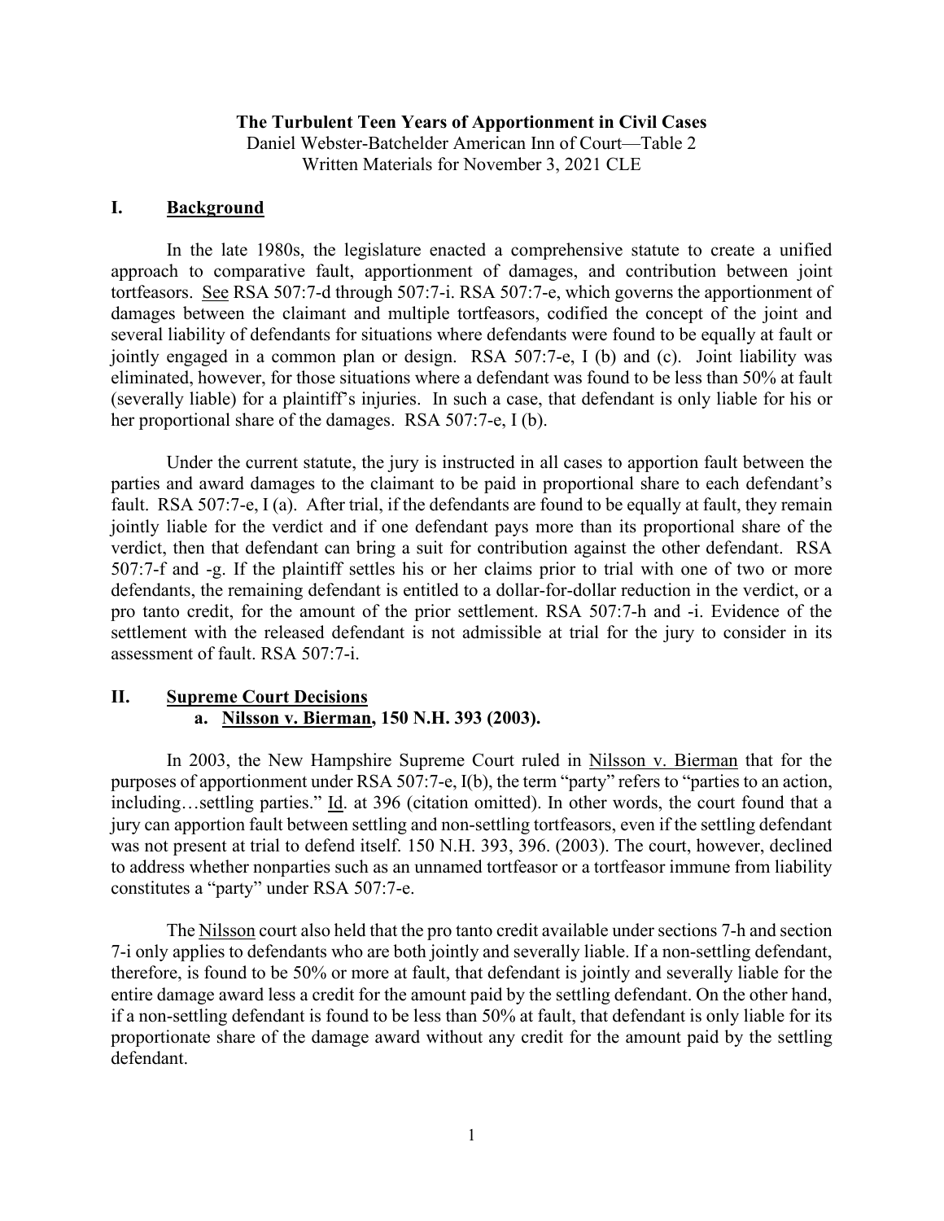**The Turbulent Teen Years of Apportionment in Civil Cases**
Daniel Webster-Batchelder American Inn of Court—Table 2
Written Materials for November 3, 2021 CLE

## I. Background

In the late 1980s, the legislature enacted a comprehensive statute to create a unified approach to comparative fault, apportionment of damages, and contribution between joint tortfeasors. See RSA 507:7-d through 507:7-i. RSA 507:7-e, which governs the apportionment of damages between the claimant and multiple tortfeasors, codified the concept of the joint and several liability of defendants for situations where defendants were found to be equally at fault or jointly engaged in a common plan or design. RSA 507:7-e, I (b) and (c). Joint liability was eliminated, however, for those situations where a defendant was found to be less than 50% at fault (severally liable) for a plaintiff's injuries. In such a case, that defendant is only liable for his or her proportional share of the damages. RSA 507:7-e, I (b).

Under the current statute, the jury is instructed in all cases to apportion fault between the parties and award damages to the claimant to be paid in proportional share to each defendant's fault. RSA 507:7-e, I (a). After trial, if the defendants are found to be equally at fault, they remain jointly liable for the verdict and if one defendant pays more than its proportional share of the verdict, then that defendant can bring a suit for contribution against the other defendant. RSA 507:7-f and -g. If the plaintiff settles his or her claims prior to trial with one of two or more defendants, the remaining defendant is entitled to a dollar-for-dollar reduction in the verdict, or a pro tanto credit, for the amount of the prior settlement. RSA 507:7-h and -i. Evidence of the settlement with the released defendant is not admissible at trial for the jury to consider in its assessment of fault. RSA 507:7-i.

## II. Supreme Court Decisions

### a. Nilsson v. Bierman, 150 N.H. 393 (2003).

In 2003, the New Hampshire Supreme Court ruled in Nilsson v. Bierman that for the purposes of apportionment under RSA 507:7-e, I(b), the term "party" refers to "parties to an action, including…settling parties." Id. at 396 (citation omitted). In other words, the court found that a jury can apportion fault between settling and non-settling tortfeasors, even if the settling defendant was not present at trial to defend itself. 150 N.H. 393, 396. (2003). The court, however, declined to address whether nonparties such as an unnamed tortfeasor or a tortfeasor immune from liability constitutes a "party" under RSA 507:7-e.

The Nilsson court also held that the pro tanto credit available under sections 7-h and section 7-i only applies to defendants who are both jointly and severally liable. If a non-settling defendant, therefore, is found to be 50% or more at fault, that defendant is jointly and severally liable for the entire damage award less a credit for the amount paid by the settling defendant. On the other hand, if a non-settling defendant is found to be less than 50% at fault, that defendant is only liable for its proportionate share of the damage award without any credit for the amount paid by the settling defendant.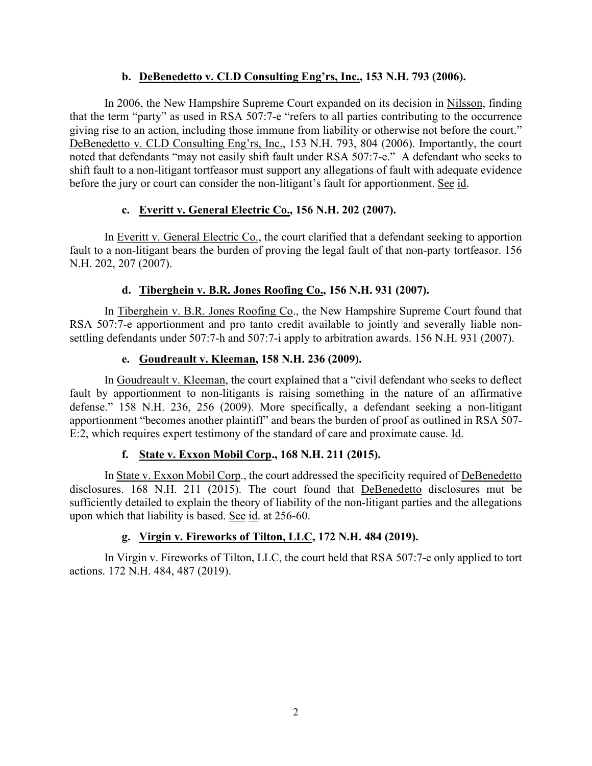### b. <u>DeBenedetto v. CLD Consulting Eng'rs, Inc.</u>, 153 N.H. 793 (2006).

In 2006, the New Hampshire Supreme Court expanded on its decision in <u>Nilsson</u>, finding that the term "party" as used in RSA 507:7-e "refers to all parties contributing to the occurrence giving rise to an action, including those immune from liability or otherwise not before the court." <u>DeBenedetto v. CLD Consulting Eng'rs, Inc.</u>, 153 N.H. 793, 804 (2006). Importantly, the court noted that defendants "may not easily shift fault under RSA 507:7-e." A defendant who seeks to shift fault to a non-litigant tortfeasor must support any allegations of fault with adequate evidence before the jury or court can consider the non-litigant's fault for apportionment. <u>See</u> <u>id</u>.

### c. <u>Everitt v. General Electric Co.</u>, 156 N.H. 202 (2007).

In <u>Everitt v. General Electric Co.</u>, the court clarified that a defendant seeking to apportion fault to a non-litigant bears the burden of proving the legal fault of that non-party tortfeasor. 156 N.H. 202, 207 (2007).

### d. <u>Tiberghein v. B.R. Jones Roofing Co.</u>, 156 N.H. 931 (2007).

In <u>Tiberghein v. B.R. Jones Roofing Co</u>., the New Hampshire Supreme Court found that RSA 507:7-e apportionment and pro tanto credit available to jointly and severally liable non-settling defendants under 507:7-h and 507:7-i apply to arbitration awards. 156 N.H. 931 (2007).

### e. <u>Goudreault v. Kleeman</u>, 158 N.H. 236 (2009).

In <u>Goudreault v. Kleeman</u>, the court explained that a "civil defendant who seeks to deflect fault by apportionment to non-litigants is raising something in the nature of an affirmative defense." 158 N.H. 236, 256 (2009). More specifically, a defendant seeking a non-litigant apportionment "becomes another plaintiff" and bears the burden of proof as outlined in RSA 507-E:2, which requires expert testimony of the standard of care and proximate cause. <u>Id</u>.

### f. <u>State v. Exxon Mobil Corp</u>., 168 N.H. 211 (2015).

In <u>State v. Exxon Mobil Corp</u>., the court addressed the specificity required of <u>DeBenedetto</u> disclosures. 168 N.H. 211 (2015). The court found that <u>DeBenedetto</u> disclosures mut be sufficiently detailed to explain the theory of liability of the non-litigant parties and the allegations upon which that liability is based. <u>See</u> <u>id</u>. at 256-60.

### g. <u>Virgin v. Fireworks of Tilton, LLC</u>, 172 N.H. 484 (2019).

In <u>Virgin v. Fireworks of Tilton, LLC</u>, the court held that RSA 507:7-e only applied to tort actions. 172 N.H. 484, 487 (2019).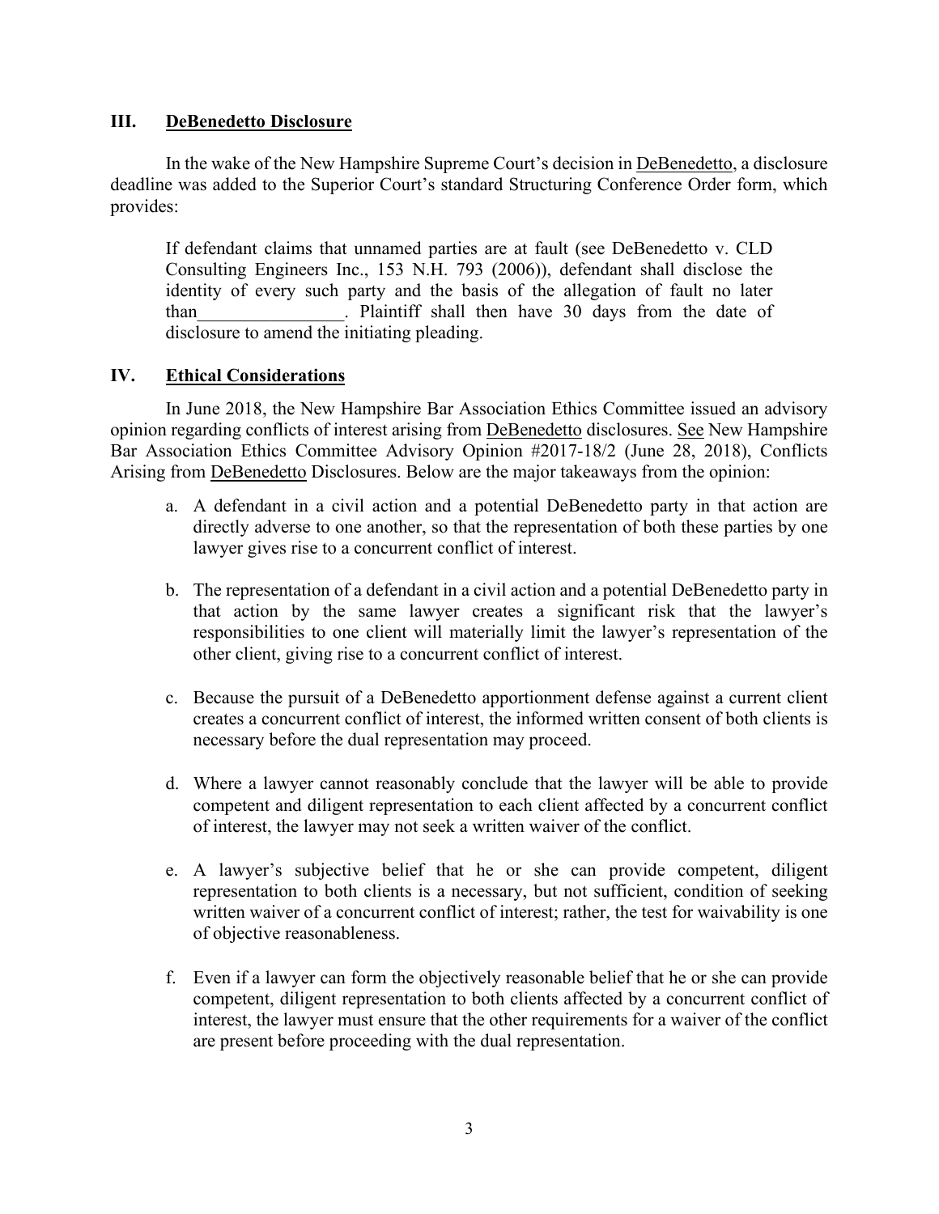## III. <u>DeBenedetto Disclosure</u>

In the wake of the New Hampshire Supreme Court's decision in <u>DeBenedetto</u>, a disclosure deadline was added to the Superior Court's standard Structuring Conference Order form, which provides:

> If defendant claims that unnamed parties are at fault (see DeBenedetto v. CLD Consulting Engineers Inc., 153 N.H. 793 (2006)), defendant shall disclose the identity of every such party and the basis of the allegation of fault no later than________________. Plaintiff shall then have 30 days from the date of disclosure to amend the initiating pleading.

## IV. <u>Ethical Considerations</u>

In June 2018, the New Hampshire Bar Association Ethics Committee issued an advisory opinion regarding conflicts of interest arising from <u>DeBenedetto</u> disclosures. <u>See</u> New Hampshire Bar Association Ethics Committee Advisory Opinion #2017-18/2 (June 28, 2018), Conflicts Arising from <u>DeBenedetto</u> Disclosures. Below are the major takeaways from the opinion:

a. A defendant in a civil action and a potential DeBenedetto party in that action are directly adverse to one another, so that the representation of both these parties by one lawyer gives rise to a concurrent conflict of interest.

b. The representation of a defendant in a civil action and a potential DeBenedetto party in that action by the same lawyer creates a significant risk that the lawyer's responsibilities to one client will materially limit the lawyer's representation of the other client, giving rise to a concurrent conflict of interest.

c. Because the pursuit of a DeBenedetto apportionment defense against a current client creates a concurrent conflict of interest, the informed written consent of both clients is necessary before the dual representation may proceed.

d. Where a lawyer cannot reasonably conclude that the lawyer will be able to provide competent and diligent representation to each client affected by a concurrent conflict of interest, the lawyer may not seek a written waiver of the conflict.

e. A lawyer's subjective belief that he or she can provide competent, diligent representation to both clients is a necessary, but not sufficient, condition of seeking written waiver of a concurrent conflict of interest; rather, the test for waivability is one of objective reasonableness.

f. Even if a lawyer can form the objectively reasonable belief that he or she can provide competent, diligent representation to both clients affected by a concurrent conflict of interest, the lawyer must ensure that the other requirements for a waiver of the conflict are present before proceeding with the dual representation.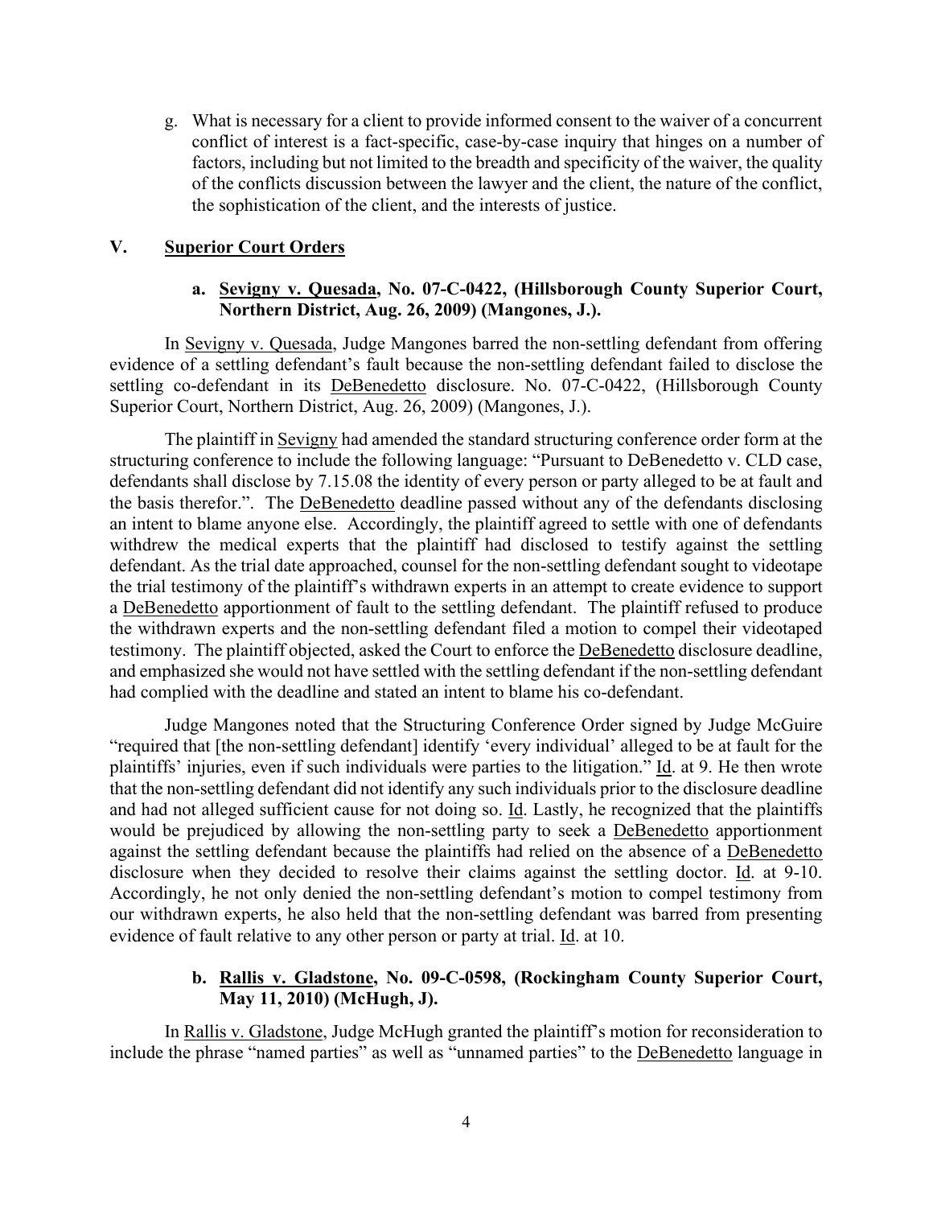g. What is necessary for a client to provide informed consent to the waiver of a concurrent conflict of interest is a fact-specific, case-by-case inquiry that hinges on a number of factors, including but not limited to the breadth and specificity of the waiver, the quality of the conflicts discussion between the lawyer and the client, the nature of the conflict, the sophistication of the client, and the interests of justice.

## V. Superior Court Orders

### a. Sevigny v. Quesada, No. 07-C-0422, (Hillsborough County Superior Court, Northern District, Aug. 26, 2009) (Mangones, J.).

In Sevigny v. Quesada, Judge Mangones barred the non-settling defendant from offering evidence of a settling defendant's fault because the non-settling defendant failed to disclose the settling co-defendant in its DeBenedetto disclosure. No. 07-C-0422, (Hillsborough County Superior Court, Northern District, Aug. 26, 2009) (Mangones, J.).

The plaintiff in Sevigny had amended the standard structuring conference order form at the structuring conference to include the following language: "Pursuant to DeBenedetto v. CLD case, defendants shall disclose by 7.15.08 the identity of every person or party alleged to be at fault and the basis therefor.". The DeBenedetto deadline passed without any of the defendants disclosing an intent to blame anyone else. Accordingly, the plaintiff agreed to settle with one of defendants withdrew the medical experts that the plaintiff had disclosed to testify against the settling defendant. As the trial date approached, counsel for the non-settling defendant sought to videotape the trial testimony of the plaintiff's withdrawn experts in an attempt to create evidence to support a DeBenedetto apportionment of fault to the settling defendant. The plaintiff refused to produce the withdrawn experts and the non-settling defendant filed a motion to compel their videotaped testimony. The plaintiff objected, asked the Court to enforce the DeBenedetto disclosure deadline, and emphasized she would not have settled with the settling defendant if the non-settling defendant had complied with the deadline and stated an intent to blame his co-defendant.

Judge Mangones noted that the Structuring Conference Order signed by Judge McGuire "required that [the non-settling defendant] identify 'every individual' alleged to be at fault for the plaintiffs' injuries, even if such individuals were parties to the litigation." Id. at 9. He then wrote that the non-settling defendant did not identify any such individuals prior to the disclosure deadline and had not alleged sufficient cause for not doing so. Id. Lastly, he recognized that the plaintiffs would be prejudiced by allowing the non-settling party to seek a DeBenedetto apportionment against the settling defendant because the plaintiffs had relied on the absence of a DeBenedetto disclosure when they decided to resolve their claims against the settling doctor. Id. at 9-10. Accordingly, he not only denied the non-settling defendant's motion to compel testimony from our withdrawn experts, he also held that the non-settling defendant was barred from presenting evidence of fault relative to any other person or party at trial. Id. at 10.

### b. Rallis v. Gladstone, No. 09-C-0598, (Rockingham County Superior Court, May 11, 2010) (McHugh, J).

In Rallis v. Gladstone, Judge McHugh granted the plaintiff's motion for reconsideration to include the phrase "named parties" as well as "unnamed parties" to the DeBenedetto language in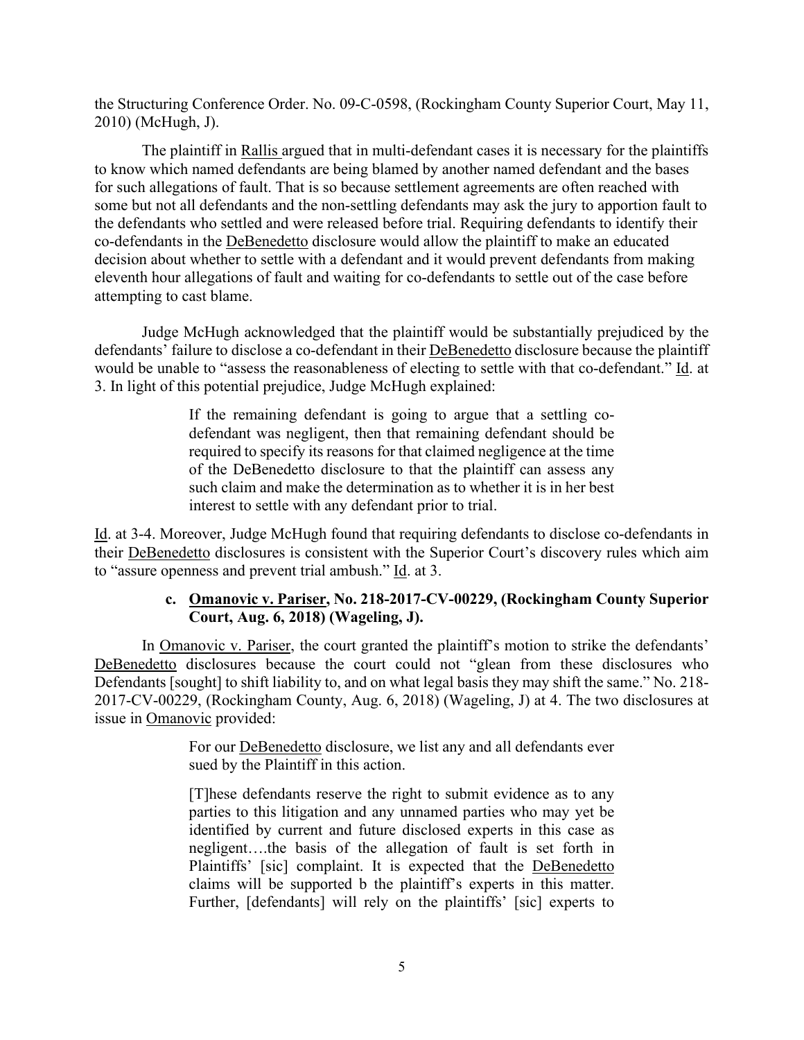the Structuring Conference Order. No. 09-C-0598, (Rockingham County Superior Court, May 11, 2010) (McHugh, J).

The plaintiff in Rallis argued that in multi-defendant cases it is necessary for the plaintiffs to know which named defendants are being blamed by another named defendant and the bases for such allegations of fault. That is so because settlement agreements are often reached with some but not all defendants and the non-settling defendants may ask the jury to apportion fault to the defendants who settled and were released before trial. Requiring defendants to identify their co-defendants in the DeBenedetto disclosure would allow the plaintiff to make an educated decision about whether to settle with a defendant and it would prevent defendants from making eleventh hour allegations of fault and waiting for co-defendants to settle out of the case before attempting to cast blame.

Judge McHugh acknowledged that the plaintiff would be substantially prejudiced by the defendants' failure to disclose a co-defendant in their DeBenedetto disclosure because the plaintiff would be unable to "assess the reasonableness of electing to settle with that co-defendant." Id. at 3. In light of this potential prejudice, Judge McHugh explained:

> If the remaining defendant is going to argue that a settling co-defendant was negligent, then that remaining defendant should be required to specify its reasons for that claimed negligence at the time of the DeBenedetto disclosure to that the plaintiff can assess any such claim and make the determination as to whether it is in her best interest to settle with any defendant prior to trial.

Id. at 3-4. Moreover, Judge McHugh found that requiring defendants to disclose co-defendants in their DeBenedetto disclosures is consistent with the Superior Court's discovery rules which aim to "assure openness and prevent trial ambush." Id. at 3.

#### c. Omanovic v. Pariser, No. 218-2017-CV-00229, (Rockingham County Superior Court, Aug. 6, 2018) (Wageling, J).

In Omanovic v. Pariser, the court granted the plaintiff's motion to strike the defendants' DeBenedetto disclosures because the court could not "glean from these disclosures who Defendants [sought] to shift liability to, and on what legal basis they may shift the same." No. 218-2017-CV-00229, (Rockingham County, Aug. 6, 2018) (Wageling, J) at 4. The two disclosures at issue in Omanovic provided:

> For our DeBenedetto disclosure, we list any and all defendants ever sued by the Plaintiff in this action.
>
> [T]hese defendants reserve the right to submit evidence as to any parties to this litigation and any unnamed parties who may yet be identified by current and future disclosed experts in this case as negligent….the basis of the allegation of fault is set forth in Plaintiffs' [sic] complaint. It is expected that the DeBenedetto claims will be supported b the plaintiff's experts in this matter. Further, [defendants] will rely on the plaintiffs' [sic] experts to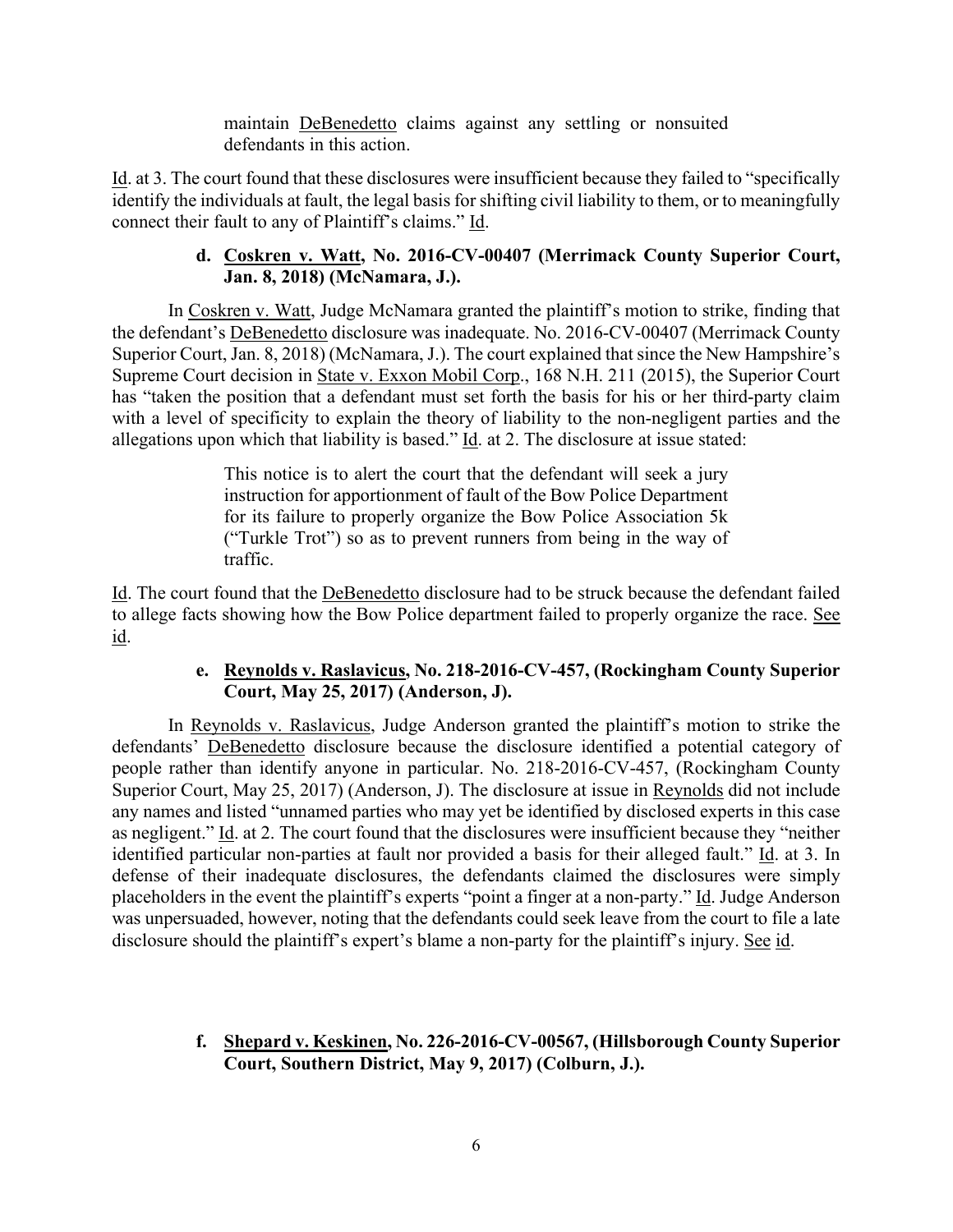> maintain DeBenedetto claims against any settling or nonsuited defendants in this action.

Id. at 3. The court found that these disclosures were insufficient because they failed to "specifically identify the individuals at fault, the legal basis for shifting civil liability to them, or to meaningfully connect their fault to any of Plaintiff's claims." Id.

**d. Coskren v. Watt, No. 2016-CV-00407 (Merrimack County Superior Court, Jan. 8, 2018) (McNamara, J.).**

In Coskren v. Watt, Judge McNamara granted the plaintiff's motion to strike, finding that the defendant's DeBenedetto disclosure was inadequate. No. 2016-CV-00407 (Merrimack County Superior Court, Jan. 8, 2018) (McNamara, J.). The court explained that since the New Hampshire's Supreme Court decision in State v. Exxon Mobil Corp., 168 N.H. 211 (2015), the Superior Court has "taken the position that a defendant must set forth the basis for his or her third-party claim with a level of specificity to explain the theory of liability to the non-negligent parties and the allegations upon which that liability is based." Id. at 2. The disclosure at issue stated:

> This notice is to alert the court that the defendant will seek a jury instruction for apportionment of fault of the Bow Police Department for its failure to properly organize the Bow Police Association 5k ("Turkle Trot") so as to prevent runners from being in the way of traffic.

Id. The court found that the DeBenedetto disclosure had to be struck because the defendant failed to allege facts showing how the Bow Police department failed to properly organize the race. See id.

**e. Reynolds v. Raslavicus, No. 218-2016-CV-457, (Rockingham County Superior Court, May 25, 2017) (Anderson, J).**

In Reynolds v. Raslavicus, Judge Anderson granted the plaintiff's motion to strike the defendants' DeBenedetto disclosure because the disclosure identified a potential category of people rather than identify anyone in particular. No. 218-2016-CV-457, (Rockingham County Superior Court, May 25, 2017) (Anderson, J). The disclosure at issue in Reynolds did not include any names and listed "unnamed parties who may yet be identified by disclosed experts in this case as negligent." Id. at 2. The court found that the disclosures were insufficient because they "neither identified particular non-parties at fault nor provided a basis for their alleged fault." Id. at 3. In defense of their inadequate disclosures, the defendants claimed the disclosures were simply placeholders in the event the plaintiff's experts "point a finger at a non-party." Id. Judge Anderson was unpersuaded, however, noting that the defendants could seek leave from the court to file a late disclosure should the plaintiff's expert's blame a non-party for the plaintiff's injury. See id.

**f. Shepard v. Keskinen, No. 226-2016-CV-00567, (Hillsborough County Superior Court, Southern District, May 9, 2017) (Colburn, J.).**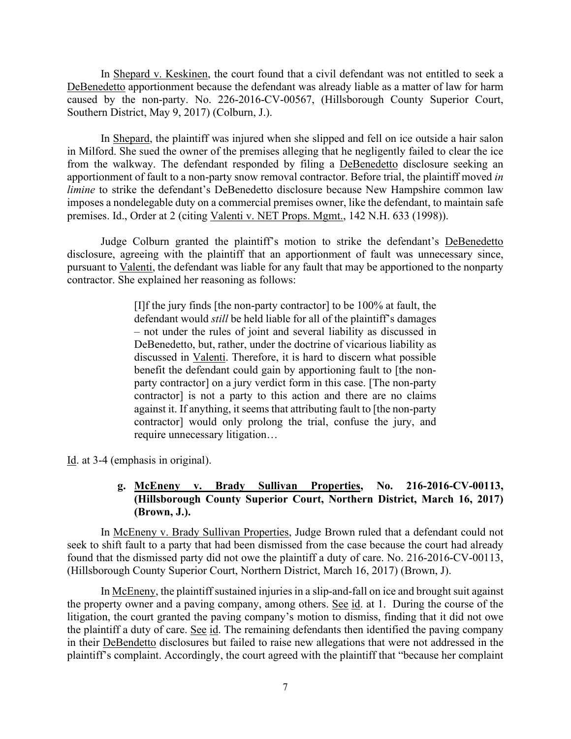In Shepard v. Keskinen, the court found that a civil defendant was not entitled to seek a DeBenedetto apportionment because the defendant was already liable as a matter of law for harm caused by the non-party. No. 226-2016-CV-00567, (Hillsborough County Superior Court, Southern District, May 9, 2017) (Colburn, J.).

In Shepard, the plaintiff was injured when she slipped and fell on ice outside a hair salon in Milford. She sued the owner of the premises alleging that he negligently failed to clear the ice from the walkway. The defendant responded by filing a DeBenedetto disclosure seeking an apportionment of fault to a non-party snow removal contractor. Before trial, the plaintiff moved *in limine* to strike the defendant's DeBenedetto disclosure because New Hampshire common law imposes a nondelegable duty on a commercial premises owner, like the defendant, to maintain safe premises. Id., Order at 2 (citing Valenti v. NET Props. Mgmt., 142 N.H. 633 (1998)).

Judge Colburn granted the plaintiff's motion to strike the defendant's DeBenedetto disclosure, agreeing with the plaintiff that an apportionment of fault was unnecessary since, pursuant to Valenti, the defendant was liable for any fault that may be apportioned to the nonparty contractor. She explained her reasoning as follows:

> [I]f the jury finds [the non-party contractor] to be 100% at fault, the defendant would *still* be held liable for all of the plaintiff's damages – not under the rules of joint and several liability as discussed in DeBenedetto, but, rather, under the doctrine of vicarious liability as discussed in Valenti. Therefore, it is hard to discern what possible benefit the defendant could gain by apportioning fault to [the non-party contractor] on a jury verdict form in this case. [The non-party contractor] is not a party to this action and there are no claims against it. If anything, it seems that attributing fault to [the non-party contractor] would only prolong the trial, confuse the jury, and require unnecessary litigation…

Id. at 3-4 (emphasis in original).

**g. McEneny v. Brady Sullivan Properties, No. 216-2016-CV-00113, (Hillsborough County Superior Court, Northern District, March 16, 2017) (Brown, J.).**

In McEneny v. Brady Sullivan Properties, Judge Brown ruled that a defendant could not seek to shift fault to a party that had been dismissed from the case because the court had already found that the dismissed party did not owe the plaintiff a duty of care. No. 216-2016-CV-00113, (Hillsborough County Superior Court, Northern District, March 16, 2017) (Brown, J).

In McEneny, the plaintiff sustained injuries in a slip-and-fall on ice and brought suit against the property owner and a paving company, among others. See id. at 1. During the course of the litigation, the court granted the paving company's motion to dismiss, finding that it did not owe the plaintiff a duty of care. See id. The remaining defendants then identified the paving company in their DeBendetto disclosures but failed to raise new allegations that were not addressed in the plaintiff's complaint. Accordingly, the court agreed with the plaintiff that "because her complaint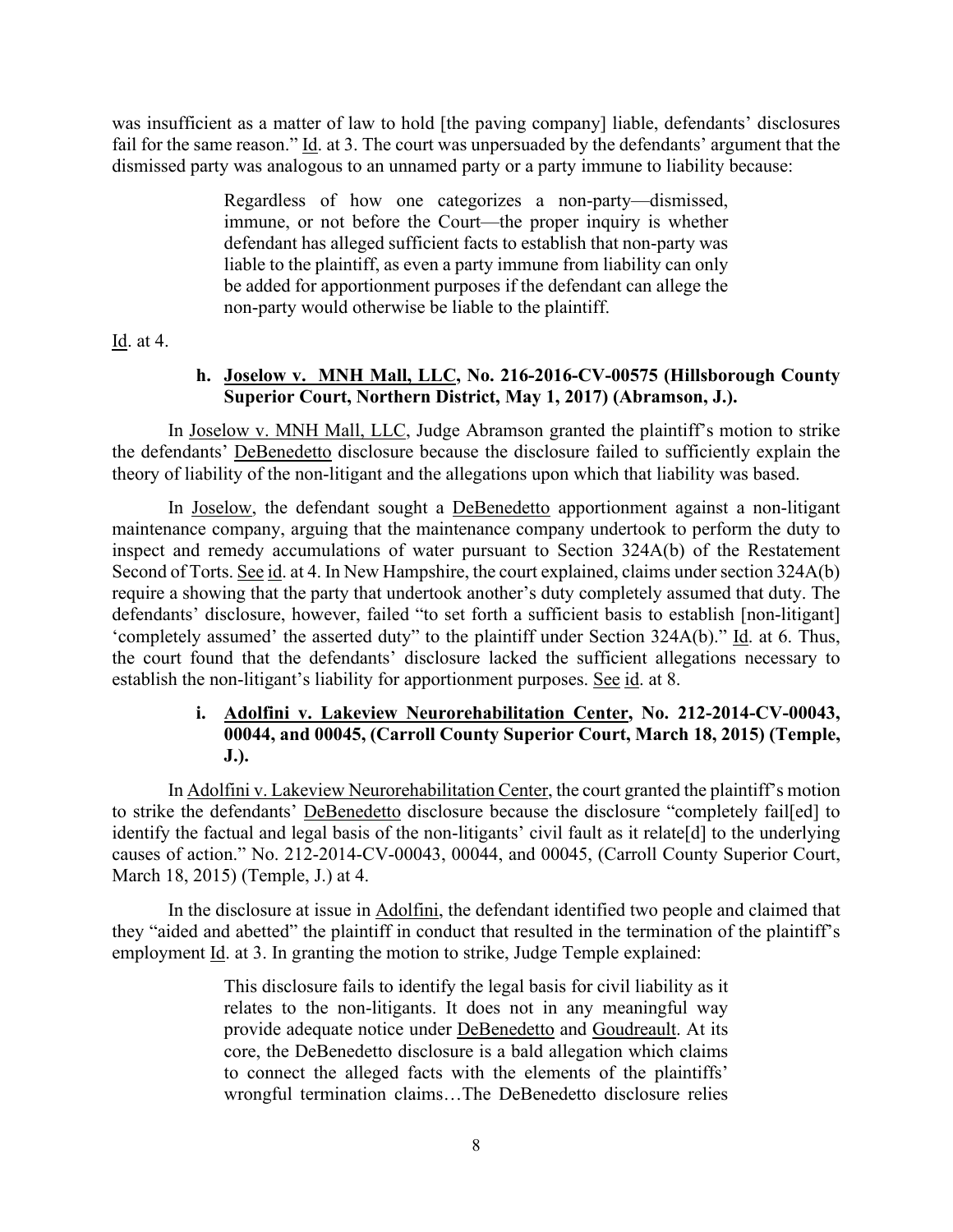was insufficient as a matter of law to hold [the paving company] liable, defendants' disclosures fail for the same reason." Id. at 3. The court was unpersuaded by the defendants' argument that the dismissed party was analogous to an unnamed party or a party immune to liability because:

> Regardless of how one categorizes a non-party—dismissed, immune, or not before the Court—the proper inquiry is whether defendant has alleged sufficient facts to establish that non-party was liable to the plaintiff, as even a party immune from liability can only be added for apportionment purposes if the defendant can allege the non-party would otherwise be liable to the plaintiff.

Id. at 4.

**h. Joselow v. MNH Mall, LLC, No. 216-2016-CV-00575 (Hillsborough County Superior Court, Northern District, May 1, 2017) (Abramson, J.).**

In Joselow v. MNH Mall, LLC, Judge Abramson granted the plaintiff's motion to strike the defendants' DeBenedetto disclosure because the disclosure failed to sufficiently explain the theory of liability of the non-litigant and the allegations upon which that liability was based.

In Joselow, the defendant sought a DeBenedetto apportionment against a non-litigant maintenance company, arguing that the maintenance company undertook to perform the duty to inspect and remedy accumulations of water pursuant to Section 324A(b) of the Restatement Second of Torts. See id. at 4. In New Hampshire, the court explained, claims under section 324A(b) require a showing that the party that undertook another's duty completely assumed that duty. The defendants' disclosure, however, failed "to set forth a sufficient basis to establish [non-litigant] 'completely assumed' the asserted duty" to the plaintiff under Section 324A(b)." Id. at 6. Thus, the court found that the defendants' disclosure lacked the sufficient allegations necessary to establish the non-litigant's liability for apportionment purposes. See id. at 8.

**i. Adolfini v. Lakeview Neurorehabilitation Center, No. 212-2014-CV-00043, 00044, and 00045, (Carroll County Superior Court, March 18, 2015) (Temple, J.).**

In Adolfini v. Lakeview Neurorehabilitation Center, the court granted the plaintiff's motion to strike the defendants' DeBenedetto disclosure because the disclosure "completely fail[ed] to identify the factual and legal basis of the non-litigants' civil fault as it relate[d] to the underlying causes of action." No. 212-2014-CV-00043, 00044, and 00045, (Carroll County Superior Court, March 18, 2015) (Temple, J.) at 4.

In the disclosure at issue in Adolfini, the defendant identified two people and claimed that they "aided and abetted" the plaintiff in conduct that resulted in the termination of the plaintiff's employment Id. at 3. In granting the motion to strike, Judge Temple explained:

> This disclosure fails to identify the legal basis for civil liability as it relates to the non-litigants. It does not in any meaningful way provide adequate notice under DeBenedetto and Goudreault. At its core, the DeBenedetto disclosure is a bald allegation which claims to connect the alleged facts with the elements of the plaintiffs' wrongful termination claims…The DeBenedetto disclosure relies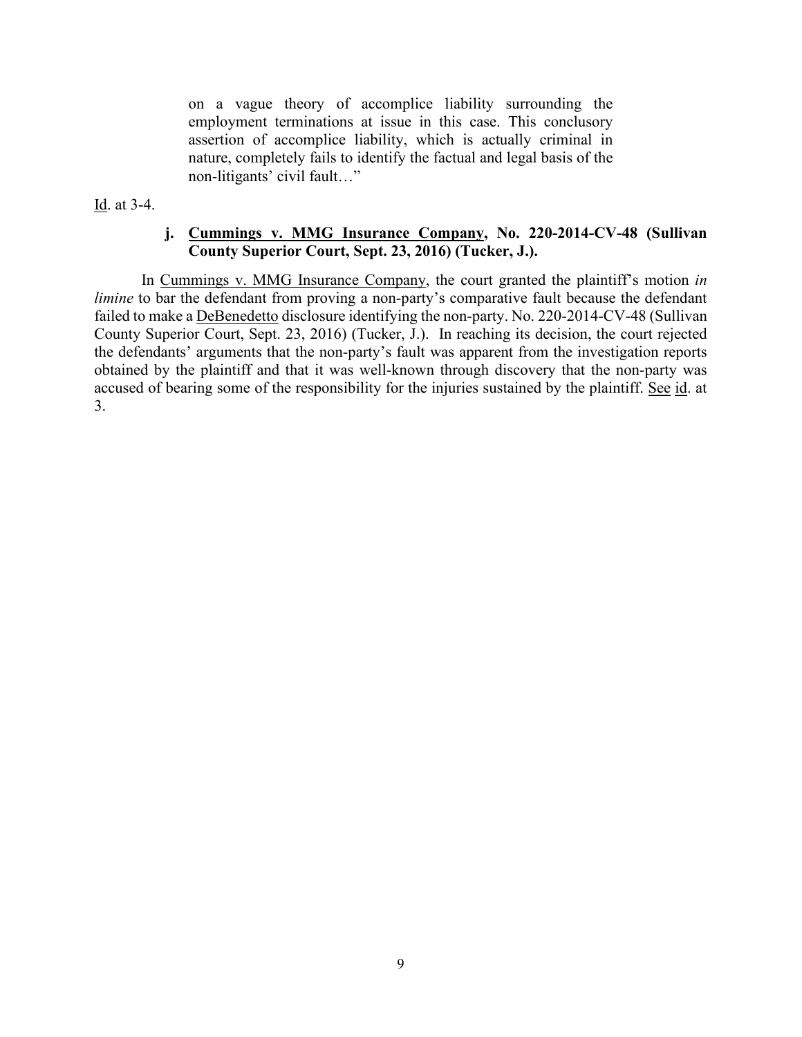> on a vague theory of accomplice liability surrounding the employment terminations at issue in this case. This conclusory assertion of accomplice liability, which is actually criminal in nature, completely fails to identify the factual and legal basis of the non-litigants' civil fault…"

Id. at 3-4.

**j. Cummings v. MMG Insurance Company, No. 220-2014-CV-48 (Sullivan County Superior Court, Sept. 23, 2016) (Tucker, J.).**

In Cummings v. MMG Insurance Company, the court granted the plaintiff's motion *in limine* to bar the defendant from proving a non-party's comparative fault because the defendant failed to make a DeBenedetto disclosure identifying the non-party. No. 220-2014-CV-48 (Sullivan County Superior Court, Sept. 23, 2016) (Tucker, J.). In reaching its decision, the court rejected the defendants' arguments that the non-party's fault was apparent from the investigation reports obtained by the plaintiff and that it was well-known through discovery that the non-party was accused of bearing some of the responsibility for the injuries sustained by the plaintiff. See id. at 3.